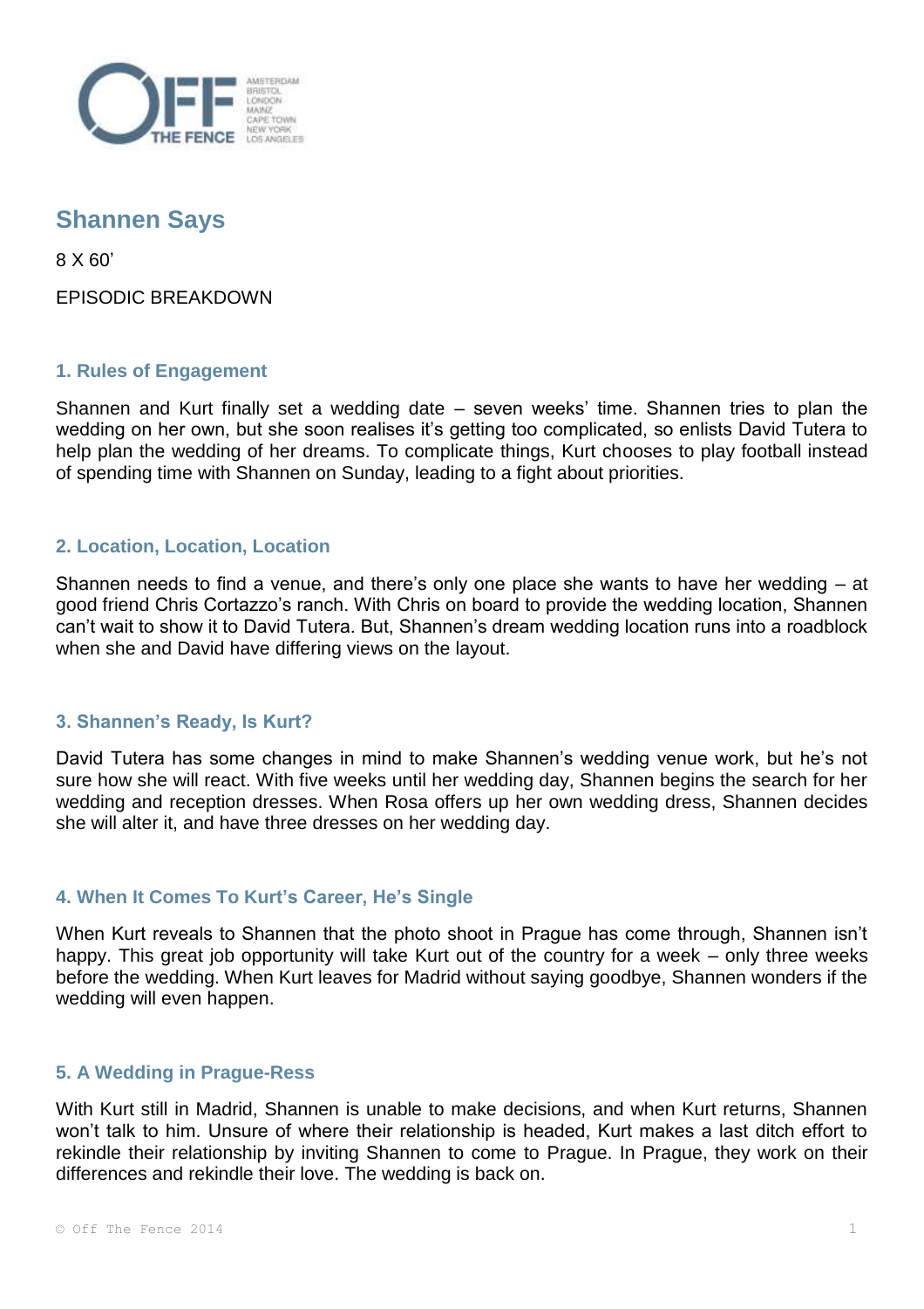# Shannen Says

8 X 60'

EPISODIC BREAKDOWN

### 1. Rules of Engagement

Shannen and Kurt finally set a wedding date – seven weeks' time. Shannen tries to plan the wedding on her own, but she soon realises it's getting too complicated, so enlists David Tutera to help plan the wedding of her dreams. To complicate things, Kurt chooses to play football instead of spending time with Shannen on Sunday, leading to a fight about priorities.

### 2. Location, Location, Location

Shannen needs to find a venue, and there's only one place she wants to have her wedding – at good friend Chris Cortazzo's ranch. With Chris on board to provide the wedding location, Shannen can't wait to show it to David Tutera. But, Shannen's dream wedding location runs into a roadblock when she and David have differing views on the layout.

### 3. Shannen's Ready, Is Kurt?

David Tutera has some changes in mind to make Shannen's wedding venue work, but he's not sure how she will react. With five weeks until her wedding day, Shannen begins the search for her wedding and reception dresses. When Rosa offers up her own wedding dress, Shannen decides she will alter it, and have three dresses on her wedding day.

### 4. When It Comes To Kurt's Career, He's Single

When Kurt reveals to Shannen that the photo shoot in Prague has come through, Shannen isn't happy. This great job opportunity will take Kurt out of the country for a week – only three weeks before the wedding. When Kurt leaves for Madrid without saying goodbye, Shannen wonders if the wedding will even happen.

### 5. A Wedding in Prague-Ress

With Kurt still in Madrid, Shannen is unable to make decisions, and when Kurt returns, Shannen won't talk to him. Unsure of where their relationship is headed, Kurt makes a last ditch effort to rekindle their relationship by inviting Shannen to come to Prague. In Prague, they work on their differences and rekindle their love. The wedding is back on.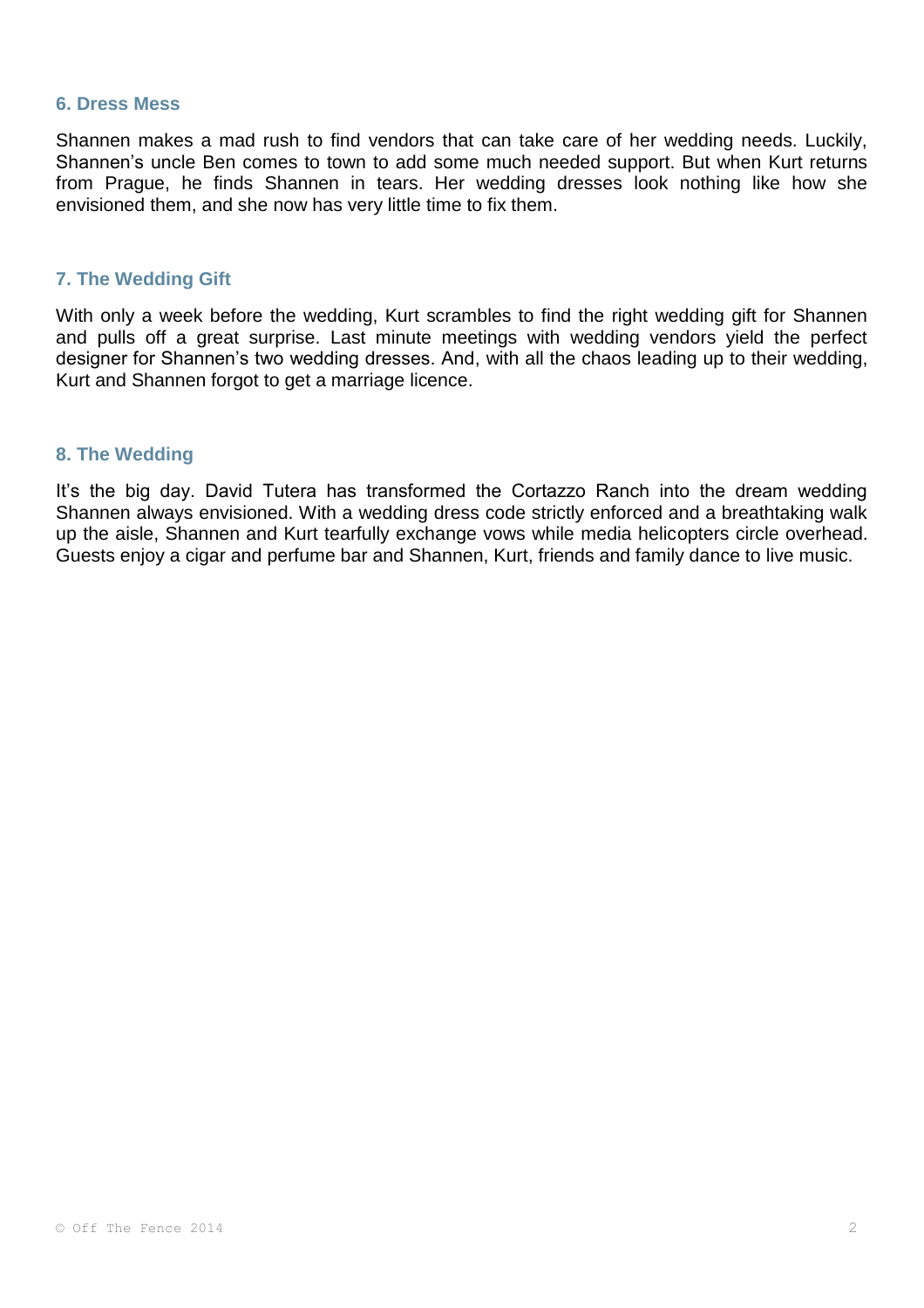### 6. Dress Mess

Shannen makes a mad rush to find vendors that can take care of her wedding needs. Luckily, Shannen's uncle Ben comes to town to add some much needed support. But when Kurt returns from Prague, he finds Shannen in tears. Her wedding dresses look nothing like how she envisioned them, and she now has very little time to fix them.

### 7. The Wedding Gift

With only a week before the wedding, Kurt scrambles to find the right wedding gift for Shannen and pulls off a great surprise. Last minute meetings with wedding vendors yield the perfect designer for Shannen's two wedding dresses. And, with all the chaos leading up to their wedding, Kurt and Shannen forgot to get a marriage licence.

### 8. The Wedding

It's the big day. David Tutera has transformed the Cortazzo Ranch into the dream wedding Shannen always envisioned. With a wedding dress code strictly enforced and a breathtaking walk up the aisle, Shannen and Kurt tearfully exchange vows while media helicopters circle overhead. Guests enjoy a cigar and perfume bar and Shannen, Kurt, friends and family dance to live music.